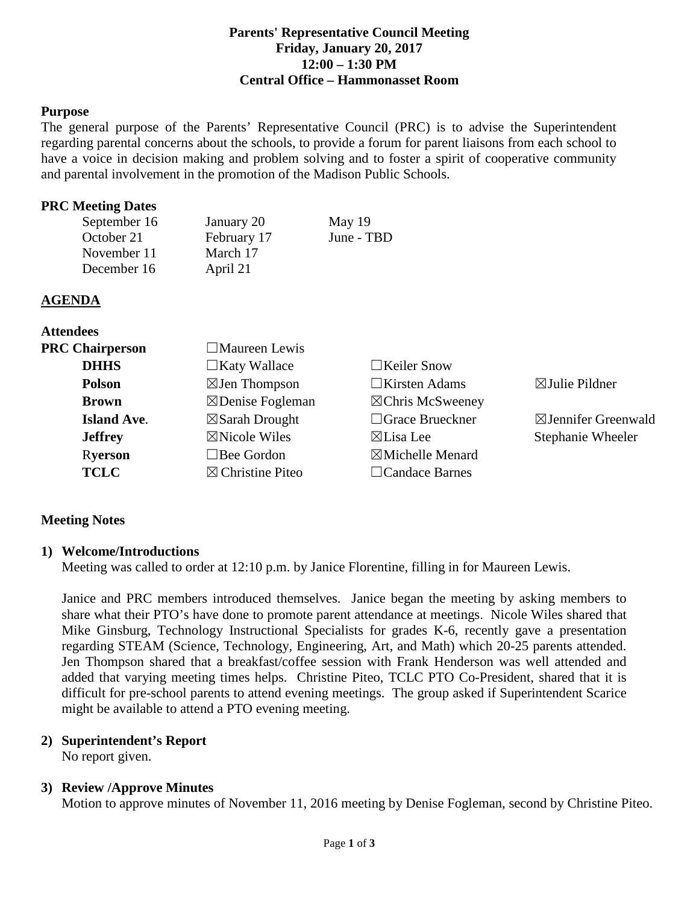**Parents' Representative Council Meeting**
**Friday, January 20, 2017**
**12:00 – 1:30 PM**
**Central Office – Hammonasset Room**

**Purpose**

The general purpose of the Parents' Representative Council (PRC) is to advise the Superintendent regarding parental concerns about the schools, to provide a forum for parent liaisons from each school to have a voice in decision making and problem solving and to foster a spirit of cooperative community and parental involvement in the promotion of the Madison Public Schools.

**PRC Meeting Dates**

| | | |
|---|---|---|
| September 16 | January 20 | May 19 |
| October 21 | February 17 | June - TBD |
| November 11 | March 17 | |
| December 16 | April 21 | |

## AGENDA

**Attendees**

| | | | |
|---|---|---|---|
| **PRC Chairperson** | ☐Maureen Lewis | | |
| **DHHS** | ☐Katy Wallace | ☐Keiler Snow | |
| **Polson** | ☒Jen Thompson | ☐Kirsten Adams | ☒Julie Pildner |
| **Brown** | ☒Denise Fogleman | ☒Chris McSweeney | |
| **Island Ave.** | ☒Sarah Drought | ☐Grace Brueckner | ☒Jennifer Greenwald |
| **Jeffrey** | ☒Nicole Wiles | ☒Lisa Lee | Stephanie Wheeler |
| R**yerson** | ☐Bee Gordon | ☒Michelle Menard | |
| **TCLC** | ☒ Christine Piteo | ☐Candace Barnes | |

**Meeting Notes**

1) **Welcome/Introductions**

Meeting was called to order at 12:10 p.m. by Janice Florentine, filling in for Maureen Lewis.

Janice and PRC members introduced themselves. Janice began the meeting by asking members to share what their PTO's have done to promote parent attendance at meetings. Nicole Wiles shared that Mike Ginsburg, Technology Instructional Specialists for grades K-6, recently gave a presentation regarding STEAM (Science, Technology, Engineering, Art, and Math) which 20-25 parents attended. Jen Thompson shared that a breakfast/coffee session with Frank Henderson was well attended and added that varying meeting times helps. Christine Piteo, TCLC PTO Co-President, shared that it is difficult for pre-school parents to attend evening meetings. The group asked if Superintendent Scarice might be available to attend a PTO evening meeting.

2) **Superintendent's Report**

No report given.

3) **Review /Approve Minutes**

Motion to approve minutes of November 11, 2016 meeting by Denise Fogleman, second by Christine Piteo.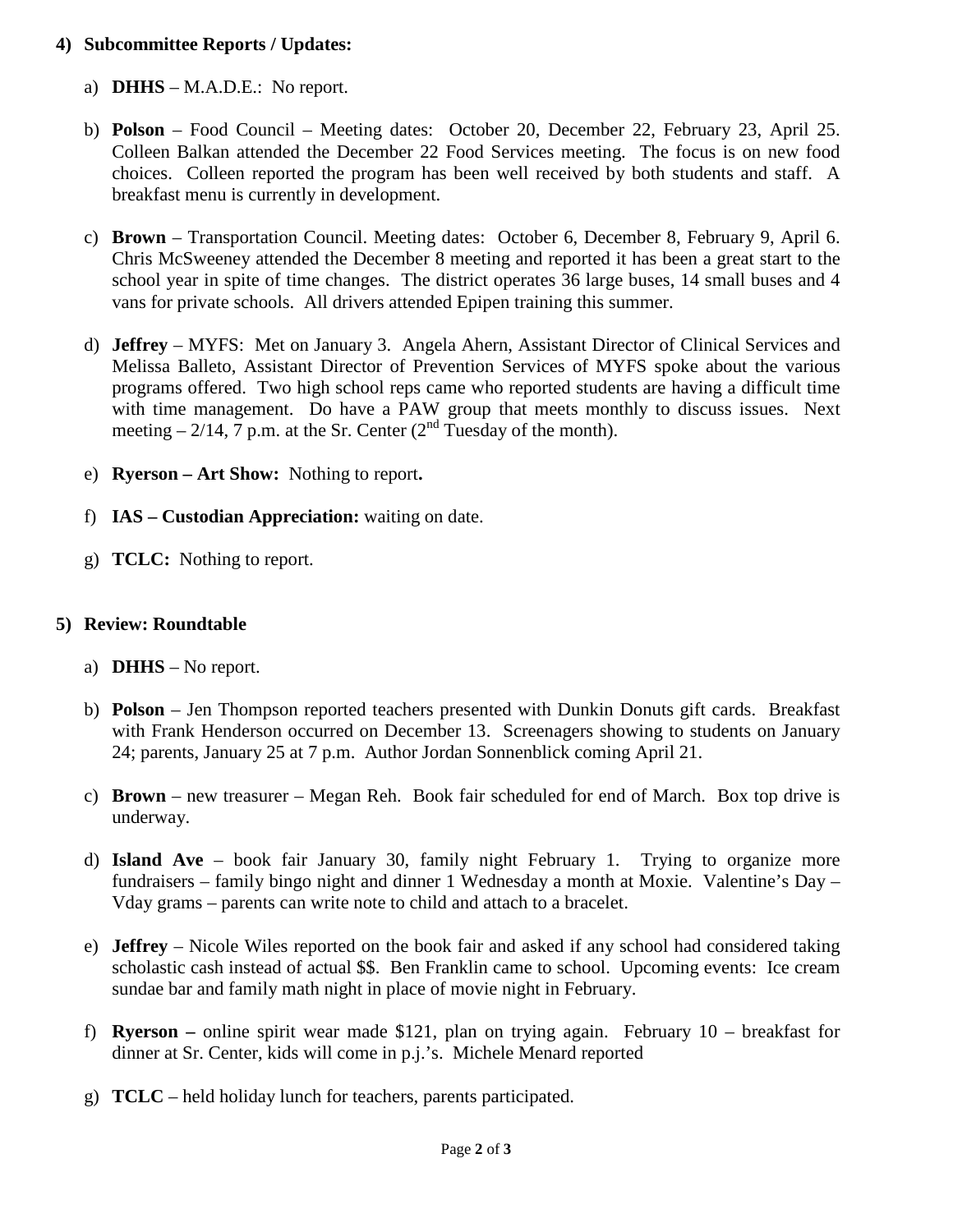4) **Subcommittee Reports / Updates:**

   a) **DHHS** – M.A.D.E.: No report.

   b) **Polson** – Food Council – Meeting dates: October 20, December 22, February 23, April 25. Colleen Balkan attended the December 22 Food Services meeting. The focus is on new food choices. Colleen reported the program has been well received by both students and staff. A breakfast menu is currently in development.

   c) **Brown** – Transportation Council. Meeting dates: October 6, December 8, February 9, April 6. Chris McSweeney attended the December 8 meeting and reported it has been a great start to the school year in spite of time changes. The district operates 36 large buses, 14 small buses and 4 vans for private schools. All drivers attended Epipen training this summer.

   d) **Jeffrey** – MYFS: Met on January 3. Angela Ahern, Assistant Director of Clinical Services and Melissa Balleto, Assistant Director of Prevention Services of MYFS spoke about the various programs offered. Two high school reps came who reported students are having a difficult time with time management. Do have a PAW group that meets monthly to discuss issues. Next meeting – 2/14, 7 p.m. at the Sr. Center (2nd Tuesday of the month).

   e) **Ryerson – Art Show:** Nothing to report**.**

   f) **IAS – Custodian Appreciation:** waiting on date.

   g) **TCLC:** Nothing to report.

5) **Review: Roundtable**

   a) **DHHS** – No report.

   b) **Polson** – Jen Thompson reported teachers presented with Dunkin Donuts gift cards. Breakfast with Frank Henderson occurred on December 13. Screenagers showing to students on January 24; parents, January 25 at 7 p.m. Author Jordan Sonnenblick coming April 21.

   c) **Brown** – new treasurer – Megan Reh. Book fair scheduled for end of March. Box top drive is underway.

   d) **Island Ave** – book fair January 30, family night February 1. Trying to organize more fundraisers – family bingo night and dinner 1 Wednesday a month at Moxie. Valentine's Day – Vday grams – parents can write note to child and attach to a bracelet.

   e) **Jeffrey** – Nicole Wiles reported on the book fair and asked if any school had considered taking scholastic cash instead of actual $$. Ben Franklin came to school. Upcoming events: Ice cream sundae bar and family math night in place of movie night in February.

   f) **Ryerson –** online spirit wear made $121, plan on trying again. February 10 – breakfast for dinner at Sr. Center, kids will come in p.j.'s. Michele Menard reported

   g) **TCLC** – held holiday lunch for teachers, parents participated.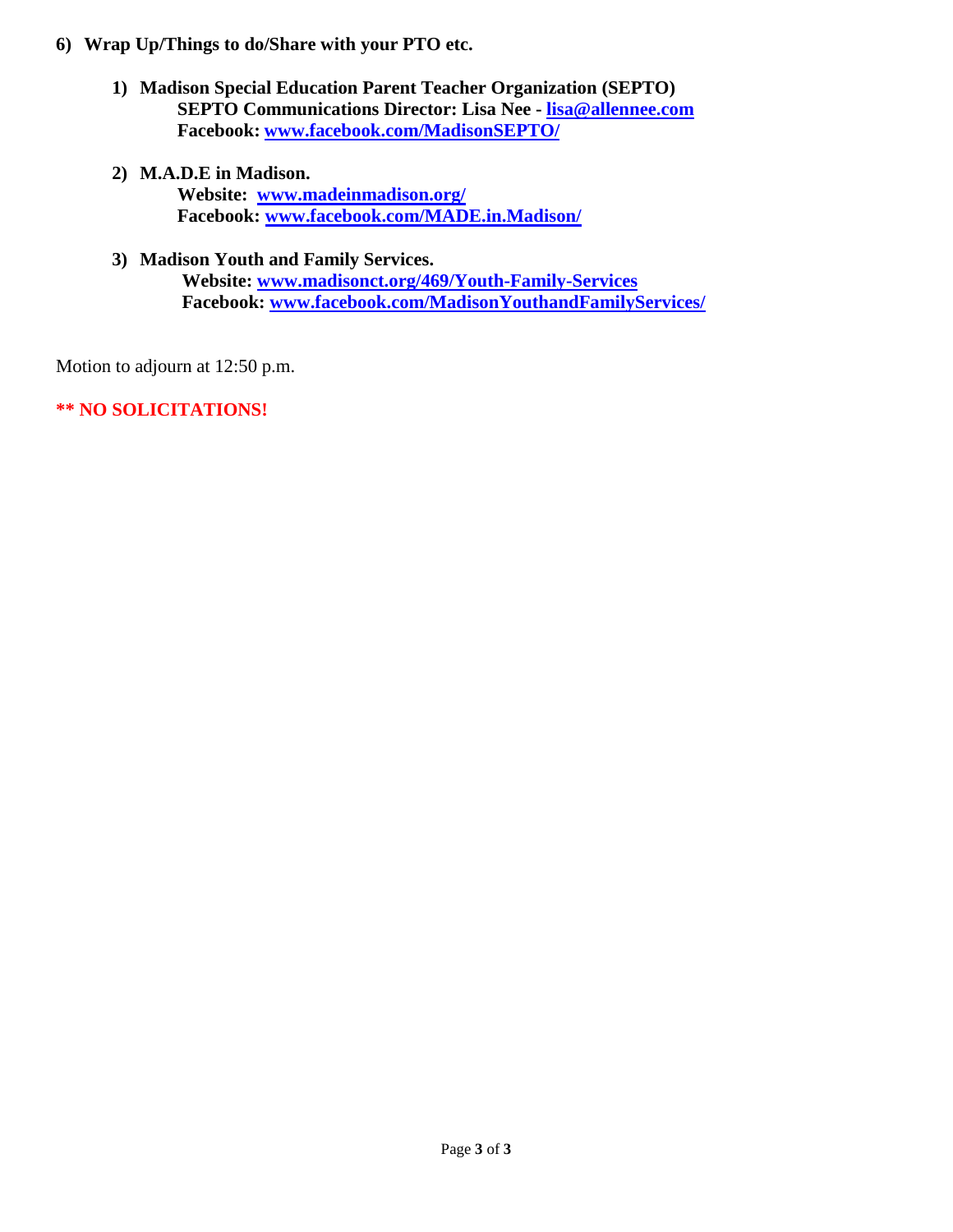**6) Wrap Up/Things to do/Share with your PTO etc.**

1) **Madison Special Education Parent Teacher Organization (SEPTO)**
   **SEPTO Communications Director: Lisa Nee - lisa@allennee.com**
   **Facebook: www.facebook.com/MadisonSEPTO/**

2) **M.A.D.E in Madison.**
   **Website: www.madeinmadison.org/**
   **Facebook: www.facebook.com/MADE.in.Madison/**

3) **Madison Youth and Family Services.**
   **Website: www.madisonct.org/469/Youth-Family-Services**
   **Facebook: www.facebook.com/MadisonYouthandFamilyServices/**

Motion to adjourn at 12:50 p.m.

**** NO SOLICITATIONS!**